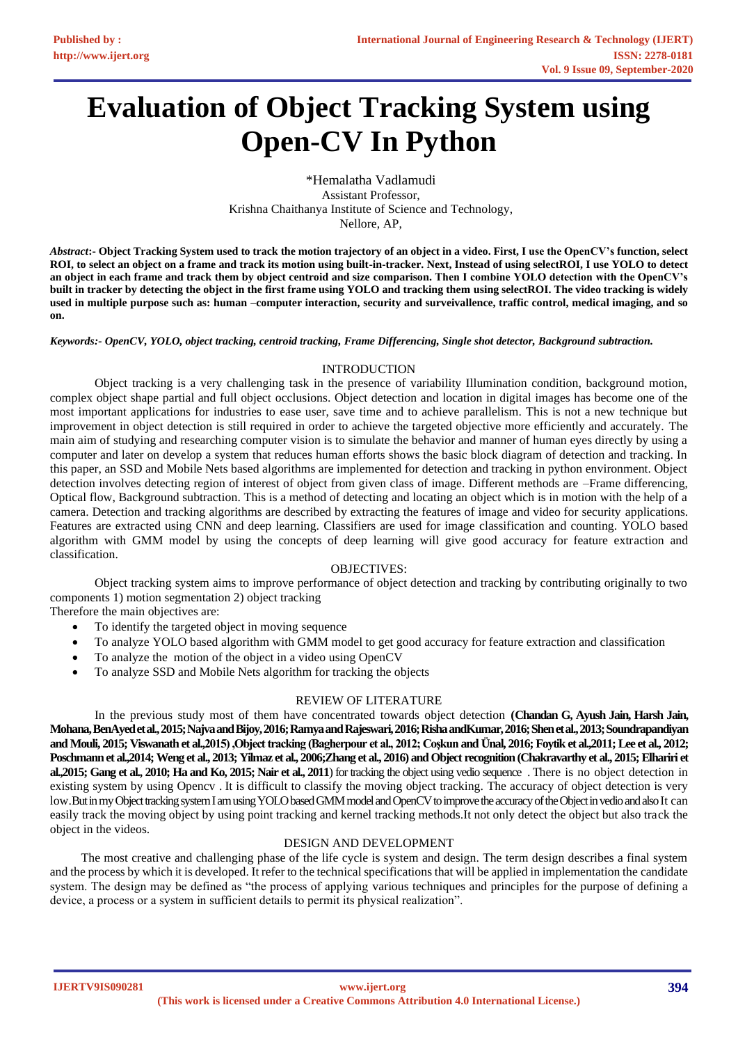# Evaluation of Object Tracking System using Open-CV In Python

*Hemalatha Vadlamudi
Assistant Professor,
Krishna Chaithanya Institute of Science and Technology,
Nellore, AP,

***Abstract*:- Object Tracking System used to track the motion trajectory of an object in a video. First, I use the OpenCV's function, select ROI, to select an object on a frame and track its motion using built-in-tracker. Next, Instead of using selectROI, I use YOLO to detect an object in each frame and track them by object centroid and size comparison. Then I combine YOLO detection with the OpenCV's built in tracker by detecting the object in the first frame using YOLO and tracking them using selectROI. The video tracking is widely used in multiple purpose such as: human –computer interaction, security and surveivallence, traffic control, medical imaging, and so on.**

***Keywords:- OpenCV, YOLO, object tracking, centroid tracking, Frame Differencing, Single shot detector, Background subtraction.***

## INTRODUCTION

Object tracking is a very challenging task in the presence of variability Illumination condition, background motion, complex object shape partial and full object occlusions. Object detection and location in digital images has become one of the most important applications for industries to ease user, save time and to achieve parallelism. This is not a new technique but improvement in object detection is still required in order to achieve the targeted objective more efficiently and accurately. The main aim of studying and researching computer vision is to simulate the behavior and manner of human eyes directly by using a computer and later on develop a system that reduces human efforts shows the basic block diagram of detection and tracking. In this paper, an SSD and Mobile Nets based algorithms are implemented for detection and tracking in python environment. Object detection involves detecting region of interest of object from given class of image. Different methods are –Frame differencing, Optical flow, Background subtraction. This is a method of detecting and locating an object which is in motion with the help of a camera. Detection and tracking algorithms are described by extracting the features of image and video for security applications. Features are extracted using CNN and deep learning. Classifiers are used for image classification and counting. YOLO based algorithm with GMM model by using the concepts of deep learning will give good accuracy for feature extraction and classification.

## OBJECTIVES:

Object tracking system aims to improve performance of object detection and tracking by contributing originally to two components 1) motion segmentation 2) object tracking

Therefore the main objectives are:

- To identify the targeted object in moving sequence
- To analyze YOLO based algorithm with GMM model to get good accuracy for feature extraction and classification
- To analyze the motion of the object in a video using OpenCV
- To analyze SSD and Mobile Nets algorithm for tracking the objects

## REVIEW OF LITERATURE

In the previous study most of them have concentrated towards object detection **(Chandan G, Ayush Jain, Harsh Jain, Mohana, BenAyed et al., 2015; Najva and Bijoy, 2016; Ramya and Rajeswari, 2016; Risha and Kumar, 2016; Shen et al., 2013; Soundrapandiyan and Mouli, 2015; Viswanath et al.,2015) ,Object tracking (Bagherpour et al., 2012; Coşkun and Ünal, 2016; Foytik et al.,2011; Lee et al., 2012; Poschmann et al.,2014; Weng et al., 2013; Yilmaz et al., 2006;Zhang et al., 2016) and Object recognition (Chakravarthy et al., 2015; Elhariri et al.,2015; Gang et al., 2010; Ha and Ko, 2015; Nair et al., 2011**) for tracking the object using vedio sequence . There is no object detection in existing system by using Opencv . It is difficult to classify the moving object tracking. The accuracy of object detection is very low.But in my Object tracking system I am using YOLO based GMM model and OpenCV to improve the accuracy of the Object in vedio and also It can easily track the moving object by using point tracking and kernel tracking methods.It not only detect the object but also track the object in the videos.

## DESIGN AND DEVELOPMENT

The most creative and challenging phase of the life cycle is system and design. The term design describes a final system and the process by which it is developed. It refer to the technical specifications that will be applied in implementation the candidate system. The design may be defined as "the process of applying various techniques and principles for the purpose of defining a device, a process or a system in sufficient details to permit its physical realization".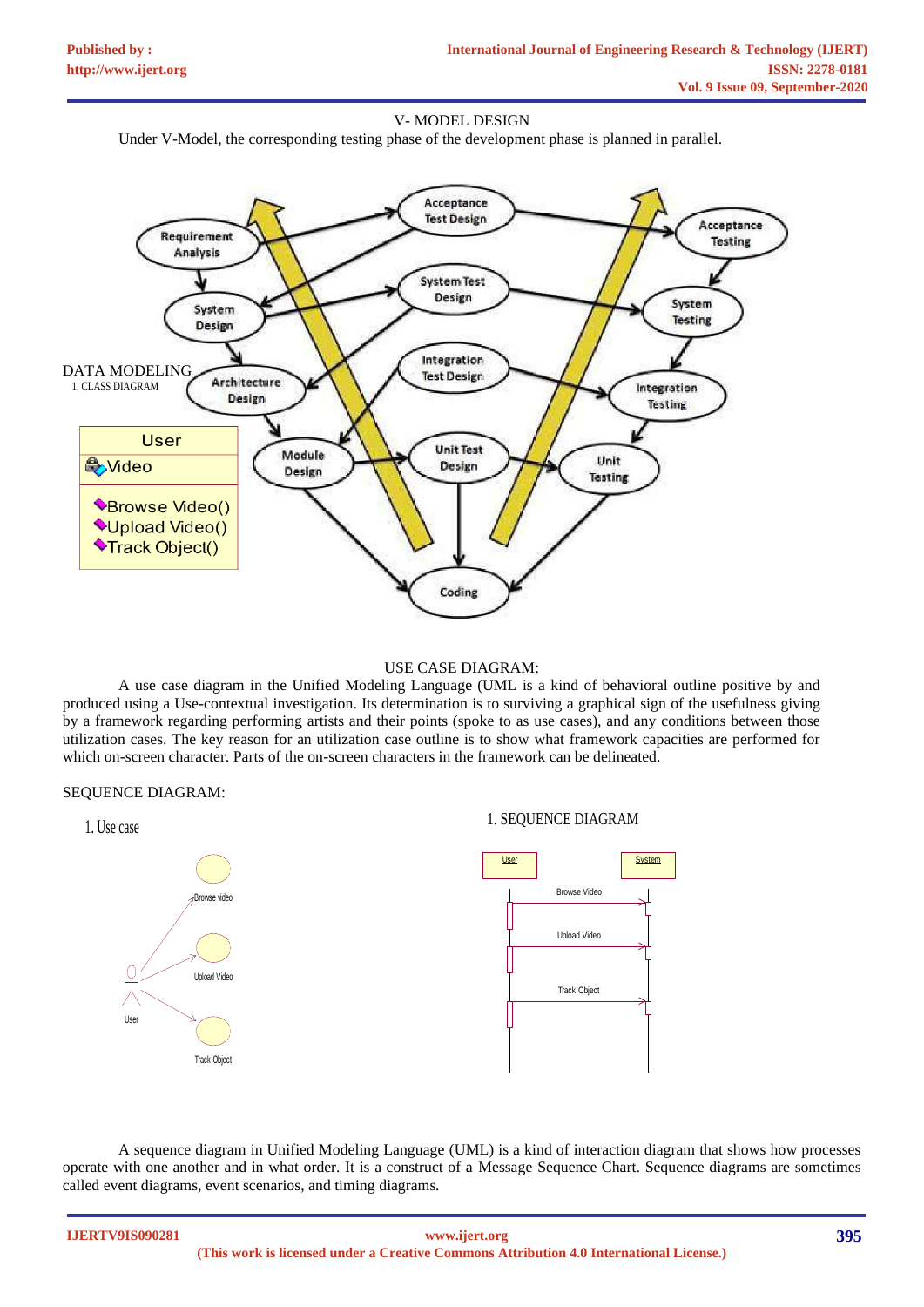V- MODEL DESIGN

Under V-Model, the corresponding testing phase of the development phase is planned in parallel.

DATA MODELING

1. CLASS DIAGRAM

| User |
|---|
| Video |
| Browse Video() <br> Upload Video() <br> Track Object() |

USE CASE DIAGRAM:

A use case diagram in the Unified Modeling Language (UML is a kind of behavioral outline positive by and produced using a Use-contextual investigation. Its determination is to surviving a graphical sign of the usefulness giving by a framework regarding performing artists and their points (spoke to as use cases), and any conditions between those utilization cases. The key reason for an utilization case outline is to show what framework capacities are performed for which on-screen character. Parts of the on-screen characters in the framework can be delineated.

SEQUENCE DIAGRAM:

1. Use case

1. SEQUENCE DIAGRAM

A sequence diagram in Unified Modeling Language (UML) is a kind of interaction diagram that shows how processes operate with one another and in what order. It is a construct of a Message Sequence Chart. Sequence diagrams are sometimes called event diagrams, event scenarios, and timing diagrams.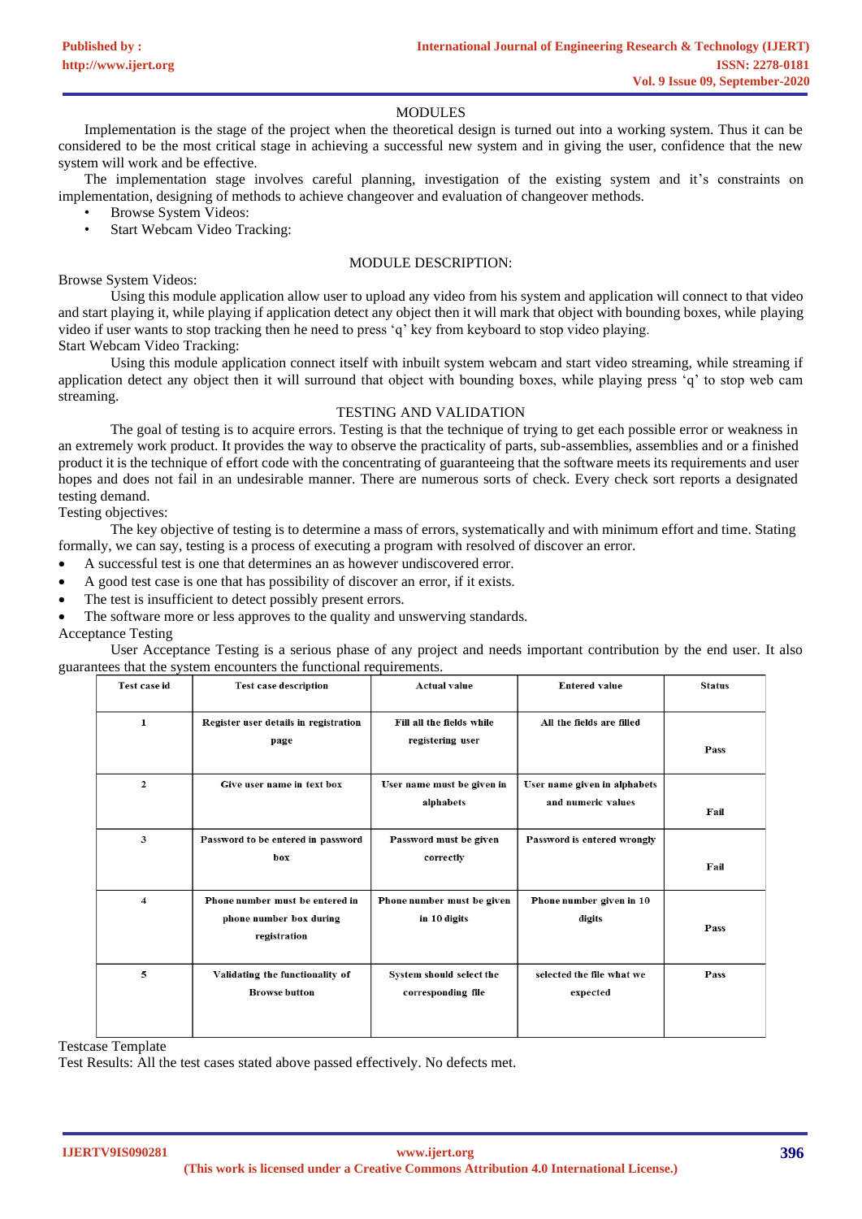## MODULES

Implementation is the stage of the project when the theoretical design is turned out into a working system. Thus it can be considered to be the most critical stage in achieving a successful new system and in giving the user, confidence that the new system will work and be effective.

The implementation stage involves careful planning, investigation of the existing system and it's constraints on implementation, designing of methods to achieve changeover and evaluation of changeover methods.

- Browse System Videos:
- Start Webcam Video Tracking:

## MODULE DESCRIPTION:

Browse System Videos:

Using this module application allow user to upload any video from his system and application will connect to that video and start playing it, while playing if application detect any object then it will mark that object with bounding boxes, while playing video if user wants to stop tracking then he need to press 'q' key from keyboard to stop video playing.

Start Webcam Video Tracking:

Using this module application connect itself with inbuilt system webcam and start video streaming, while streaming if application detect any object then it will surround that object with bounding boxes, while playing press 'q' to stop web cam streaming.

## TESTING AND VALIDATION

The goal of testing is to acquire errors. Testing is that the technique of trying to get each possible error or weakness in an extremely work product. It provides the way to observe the practicality of parts, sub-assemblies, assemblies and or a finished product it is the technique of effort code with the concentrating of guaranteeing that the software meets its requirements and user hopes and does not fail in an undesirable manner. There are numerous sorts of check. Every check sort reports a designated testing demand.

Testing objectives:

The key objective of testing is to determine a mass of errors, systematically and with minimum effort and time. Stating formally, we can say, testing is a process of executing a program with resolved of discover an error.

- A successful test is one that determines an as however undiscovered error.
- A good test case is one that has possibility of discover an error, if it exists.
- The test is insufficient to detect possibly present errors.
- The software more or less approves to the quality and unswerving standards.

Acceptance Testing

User Acceptance Testing is a serious phase of any project and needs important contribution by the end user. It also guarantees that the system encounters the functional requirements.

| Test case id | Test case description | Actual value | Entered value | Status |
|---|---|---|---|---|
| 1 | Register user details in registration page | Fill all the fields while registering user | All the fields are filled | Pass |
| 2 | Give user name in text box | User name must be given in alphabets | User name given in alphabets and numeric values | Fail |
| 3 | Password to be entered in password box | Password must be given correctly | Password is entered wrongly | Fail |
| 4 | Phone number must be entered in phone number box during registration | Phone number must be given in 10 digits | Phone number given in 10 digits | Pass |
| 5 | Validating the functionality of Browse button | System should select the corresponding file | selected the file what we expected | Pass |

Testcase Template

Test Results: All the test cases stated above passed effectively. No defects met.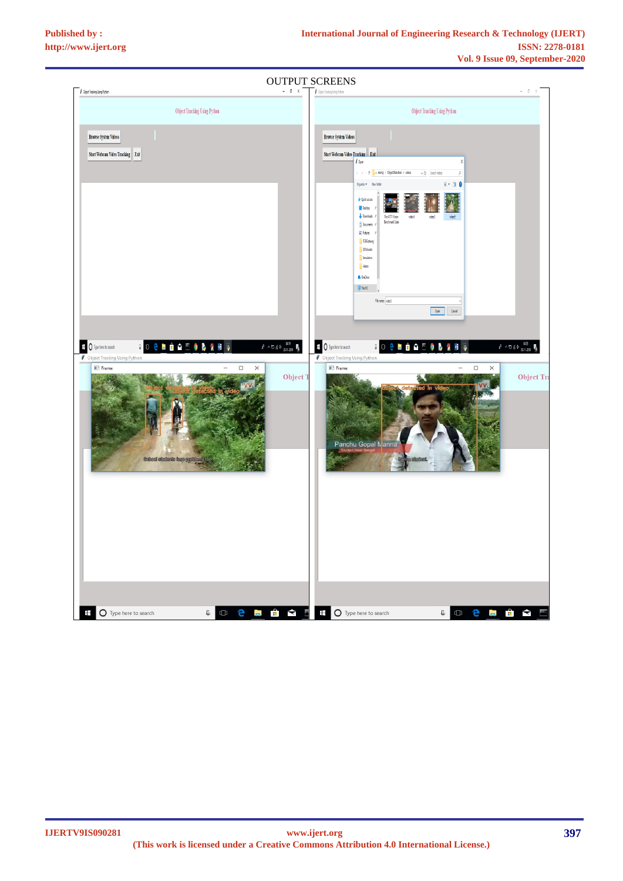OUTPUT SCREENS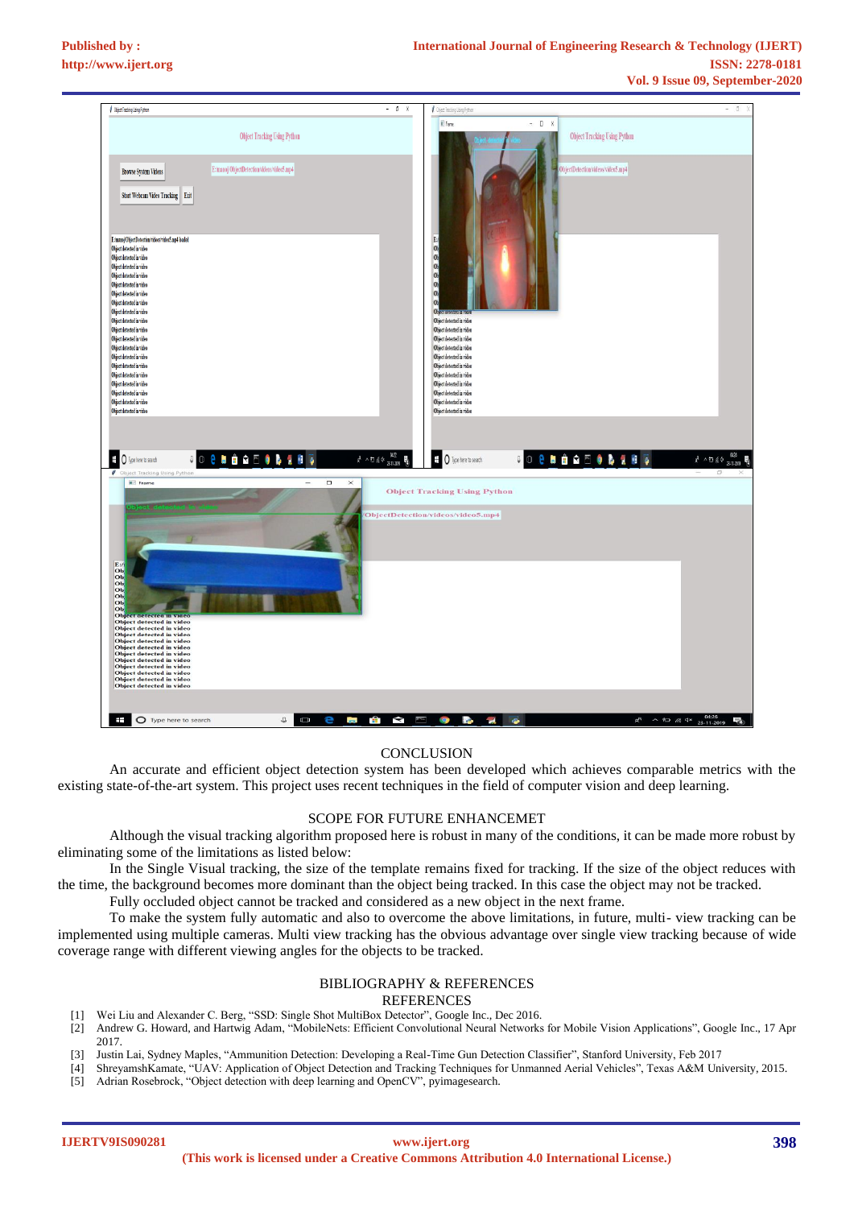## CONCLUSION

An accurate and efficient object detection system has been developed which achieves comparable metrics with the existing state-of-the-art system. This project uses recent techniques in the field of computer vision and deep learning.

## SCOPE FOR FUTURE ENHANCEMET

Although the visual tracking algorithm proposed here is robust in many of the conditions, it can be made more robust by eliminating some of the limitations as listed below:

In the Single Visual tracking, the size of the template remains fixed for tracking. If the size of the object reduces with the time, the background becomes more dominant than the object being tracked. In this case the object may not be tracked.

Fully occluded object cannot be tracked and considered as a new object in the next frame.

To make the system fully automatic and also to overcome the above limitations, in future, multi- view tracking can be implemented using multiple cameras. Multi view tracking has the obvious advantage over single view tracking because of wide coverage range with different viewing angles for the objects to be tracked.

## BIBLIOGRAPHY & REFERENCES

### REFERENCES

[1] Wei Liu and Alexander C. Berg, "SSD: Single Shot MultiBox Detector", Google Inc., Dec 2016.

[2] Andrew G. Howard, and Hartwig Adam, "MobileNets: Efficient Convolutional Neural Networks for Mobile Vision Applications", Google Inc., 17 Apr 2017.

[3] Justin Lai, Sydney Maples, "Ammunition Detection: Developing a Real-Time Gun Detection Classifier", Stanford University, Feb 2017

[4] ShreyamshKamate, "UAV: Application of Object Detection and Tracking Techniques for Unmanned Aerial Vehicles", Texas A&M University, 2015.

[5] Adrian Rosebrock, "Object detection with deep learning and OpenCV", pyimagesearch.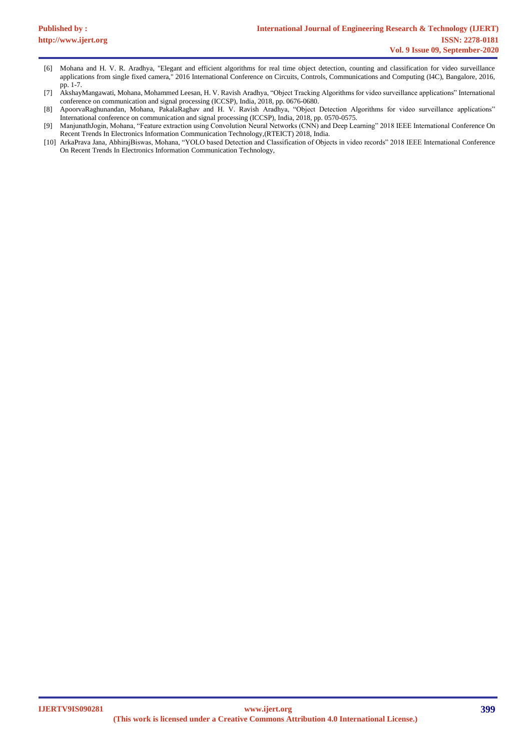[6] Mohana and H. V. R. Aradhya, "Elegant and efficient algorithms for real time object detection, counting and classification for video surveillance applications from single fixed camera," 2016 International Conference on Circuits, Controls, Communications and Computing (I4C), Bangalore, 2016, pp. 1-7.

[7] AkshayMangawati, Mohana, Mohammed Leesan, H. V. Ravish Aradhya, "Object Tracking Algorithms for video surveillance applications" International conference on communication and signal processing (ICCSP), India, 2018, pp. 0676-0680.

[8] ApoorvaRaghunandan, Mohana, PakalaRaghav and H. V. Ravish Aradhya, "Object Detection Algorithms for video surveillance applications" International conference on communication and signal processing (ICCSP), India, 2018, pp. 0570-0575.

[9] ManjunathJogin, Mohana, "Feature extraction using Convolution Neural Networks (CNN) and Deep Learning" 2018 IEEE International Conference On Recent Trends In Electronics Information Communication Technology,(RTEICT) 2018, India.

[10] ArkaPrava Jana, AbhirajBiswas, Mohana, "YOLO based Detection and Classification of Objects in video records" 2018 IEEE International Conference On Recent Trends In Electronics Information Communication Technology,